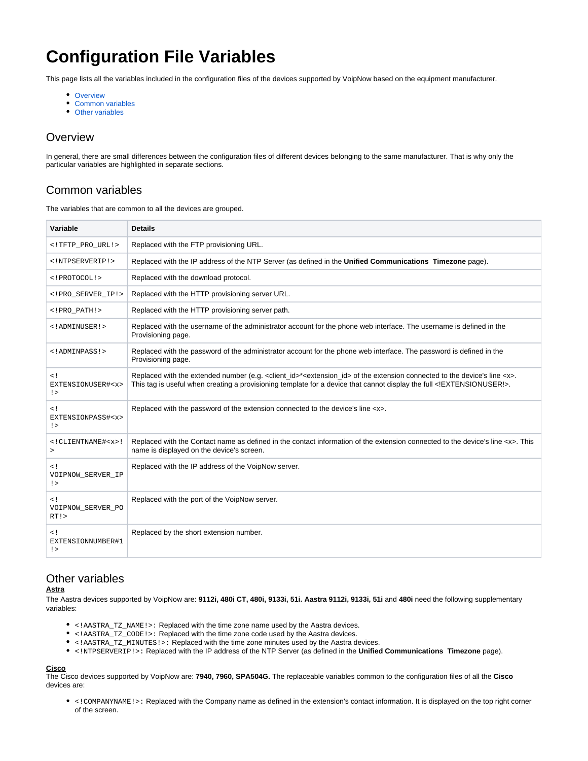# Configuration File Variables

This page lists all the variables included in the configuration files of the devices supported by VoipNow based on the equipment manufacturer.

- Overview
- Common variables
- Other variables

## Overview

In general, there are small differences between the configuration files of different devices belonging to the same manufacturer. That is why only the particular variables are highlighted in separate sections.

## Common variables

The variables that are common to all the devices are grouped.

| Variable | Details |
| --- | --- |
| `<!TFTP_PRO_URL!>` | Replaced with the FTP provisioning URL. |
| `<!NTPSERVERIP!>` | Replaced with the IP address of the NTP Server (as defined in the **Unified Communications  Timezone** page). |
| `<!PROTOCOL!>` | Replaced with the download protocol. |
| `<!PRO_SERVER_IP!>` | Replaced with the HTTP provisioning server URL. |
| `<!PRO_PATH!>` | Replaced with the HTTP provisioning server path. |
| `<!ADMINUSER!>` | Replaced with the username of the administrator account for the phone web interface. The username is defined in the Provisioning page. |
| `<!ADMINPASS!>` | Replaced with the password of the administrator account for the phone web interface. The password is defined in the Provisioning page. |
| `<!EXTENSIONUSER#<x>!>` | Replaced with the extended number (e.g. <client_id>*<extension_id> of the extension connected to the device's line <x>. This tag is useful when creating a provisioning template for a device that cannot display the full <!EXTENSIONUSER!>. |
| `<!EXTENSIONPASS#<x>!>` | Replaced with the password of the extension connected to the device's line <x>. |
| `<!CLIENTNAME#<x>!>` | Replaced with the Contact name as defined in the contact information of the extension connected to the device's line <x>. This name is displayed on the device's screen. |
| `<!VOIPNOW_SERVER_IP!>` | Replaced with the IP address of the VoipNow server. |
| `<!VOIPNOW_SERVER_PORT!>` | Replaced with the port of the VoipNow server. |
| `<!EXTENSIONNUMBER#1!>` | Replaced by the short extension number. |

## Other variables

**Astra**

The Aastra devices supported by VoipNow are: **9112i, 480i CT, 480i, 9133i, 51i. Aastra 9112i, 9133i, 51i** and **480i** need the following supplementary variables:

- `<!AASTRA_TZ_NAME!>`: Replaced with the time zone name used by the Aastra devices.
- `<!AASTRA_TZ_CODE!>`: Replaced with the time zone code used by the Aastra devices.
- `<!AASTRA_TZ_MINUTES!>`: Replaced with the time zone minutes used by the Aastra devices.
- `<!NTPSERVERIP!>`: Replaced with the IP address of the NTP Server (as defined in the **Unified Communications  Timezone** page).

**Cisco**

The Cisco devices supported by VoipNow are: **7940, 7960, SPA504G.** The replaceable variables common to the configuration files of all the **Cisco** devices are:

- `<!COMPANYNAME!>`: Replaced with the Company name as defined in the extension's contact information. It is displayed on the top right corner of the screen.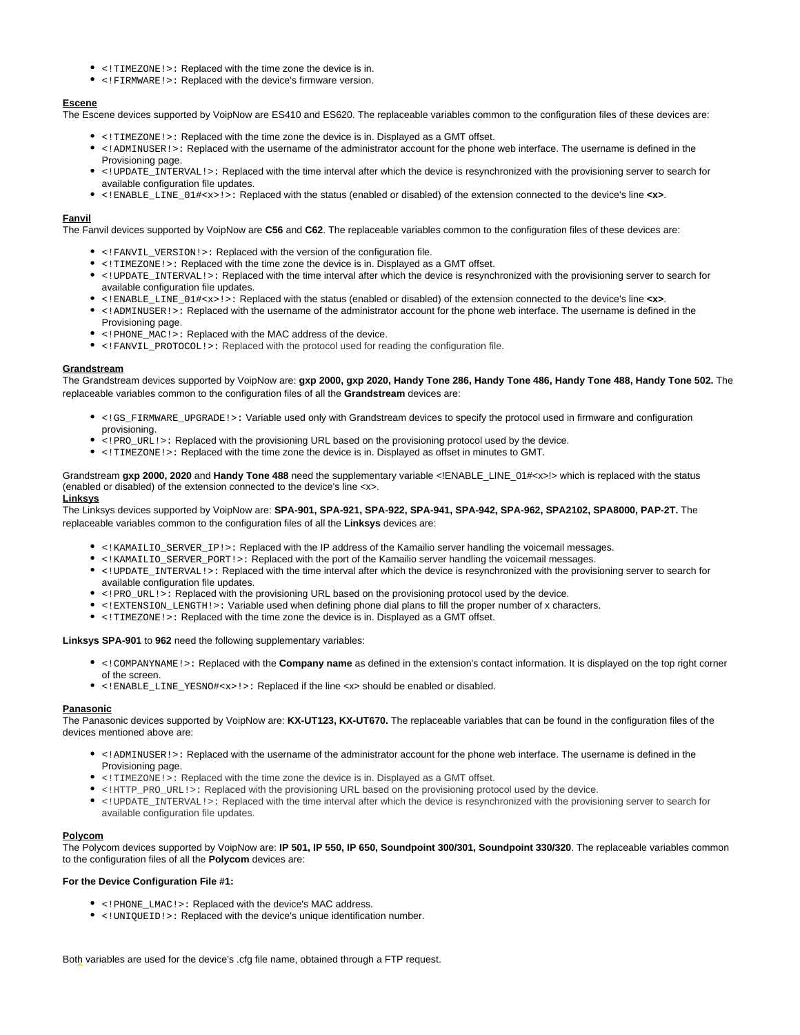- `<!TIMEZONE!>`: Replaced with the time zone the device is in.
- `<!FIRMWARE!>`: Replaced with the device's firmware version.

**Escene**

The Escene devices supported by VoipNow are ES410 and ES620. The replaceable variables common to the configuration files of these devices are:

- `<!TIMEZONE!>`: Replaced with the time zone the device is in. Displayed as a GMT offset.
- `<!ADMINUSER!>`: Replaced with the username of the administrator account for the phone web interface. The username is defined in the Provisioning page.
- `<!UPDATE_INTERVAL!>`: Replaced with the time interval after which the device is resynchronized with the provisioning server to search for available configuration file updates.
- `<!ENABLE_LINE_01#<x>!>`: Replaced with the status (enabled or disabled) of the extension connected to the device's line **<x>**.

**Fanvil**

The Fanvil devices supported by VoipNow are **C56** and **C62**. The replaceable variables common to the configuration files of these devices are:

- `<!FANVIL_VERSION!>`: Replaced with the version of the configuration file.
- `<!TIMEZONE!>`: Replaced with the time zone the device is in. Displayed as a GMT offset.
- `<!UPDATE_INTERVAL!>`: Replaced with the time interval after which the device is resynchronized with the provisioning server to search for available configuration file updates.
- `<!ENABLE_LINE_01#<x>!>`: Replaced with the status (enabled or disabled) of the extension connected to the device's line **<x>**.
- `<!ADMINUSER!>`: Replaced with the username of the administrator account for the phone web interface. The username is defined in the Provisioning page.
- `<!PHONE_MAC!>`: Replaced with the MAC address of the device.
- `<!FANVIL_PROTOCOL!>`: Replaced with the protocol used for reading the configuration file.

**Grandstream**

The Grandstream devices supported by VoipNow are: **gxp 2000, gxp 2020, Handy Tone 286, Handy Tone 486, Handy Tone 488, Handy Tone 502.** The replaceable variables common to the configuration files of all the **Grandstream** devices are:

- `<!GS_FIRMWARE_UPGRADE!>`: Variable used only with Grandstream devices to specify the protocol used in firmware and configuration provisioning.
- `<!PRO_URL!>`: Replaced with the provisioning URL based on the provisioning protocol used by the device.
- `<!TIMEZONE!>`: Replaced with the time zone the device is in. Displayed as offset in minutes to GMT.

Grandstream **gxp 2000, 2020** and **Handy Tone 488** need the supplementary variable <!ENABLE_LINE_01#<x>!> which is replaced with the status (enabled or disabled) of the extension connected to the device's line <x>.

**Linksys**

The Linksys devices supported by VoipNow are: **SPA-901, SPA-921, SPA-922, SPA-941, SPA-942, SPA-962, SPA2102, SPA8000, PAP-2T.** The replaceable variables common to the configuration files of all the **Linksys** devices are:

- `<!KAMAILIO_SERVER_IP!>`: Replaced with the IP address of the Kamailio server handling the voicemail messages.
- `<!KAMAILIO_SERVER_PORT!>`: Replaced with the port of the Kamailio server handling the voicemail messages.
- `<!UPDATE_INTERVAL!>`: Replaced with the time interval after which the device is resynchronized with the provisioning server to search for available configuration file updates.
- `<!PRO_URL!>`: Replaced with the provisioning URL based on the provisioning protocol used by the device.
- `<!EXTENSION_LENGTH!>`: Variable used when defining phone dial plans to fill the proper number of x characters.
- `<!TIMEZONE!>`: Replaced with the time zone the device is in. Displayed as a GMT offset.

**Linksys SPA-901** to **962** need the following supplementary variables:

- `<!COMPANYNAME!>`: Replaced with the **Company name** as defined in the extension's contact information. It is displayed on the top right corner of the screen.
- `<!ENABLE_LINE_YESNO#<x>!>`: Replaced if the line <x> should be enabled or disabled.

**Panasonic**

The Panasonic devices supported by VoipNow are: **KX-UT123, KX-UT670.** The replaceable variables that can be found in the configuration files of the devices mentioned above are:

- `<!ADMINUSER!>`: Replaced with the username of the administrator account for the phone web interface. The username is defined in the Provisioning page.
- `<!TIMEZONE!>`: Replaced with the time zone the device is in. Displayed as a GMT offset.
- `<!HTTP_PRO_URL!>`: Replaced with the provisioning URL based on the provisioning protocol used by the device.
- `<!UPDATE_INTERVAL!>`: Replaced with the time interval after which the device is resynchronized with the provisioning server to search for available configuration file updates.

**Polycom**

The Polycom devices supported by VoipNow are: **IP 501, IP 550, IP 650, Soundpoint 300/301, Soundpoint 330/320**. The replaceable variables common to the configuration files of all the **Polycom** devices are:

**For the Device Configuration File #1:**

- `<!PHONE_LMAC!>`: Replaced with the device's MAC address.
- `<!UNIQUEID!>`: Replaced with the device's unique identification number.

Both variables are used for the device's .cfg file name, obtained through a FTP request.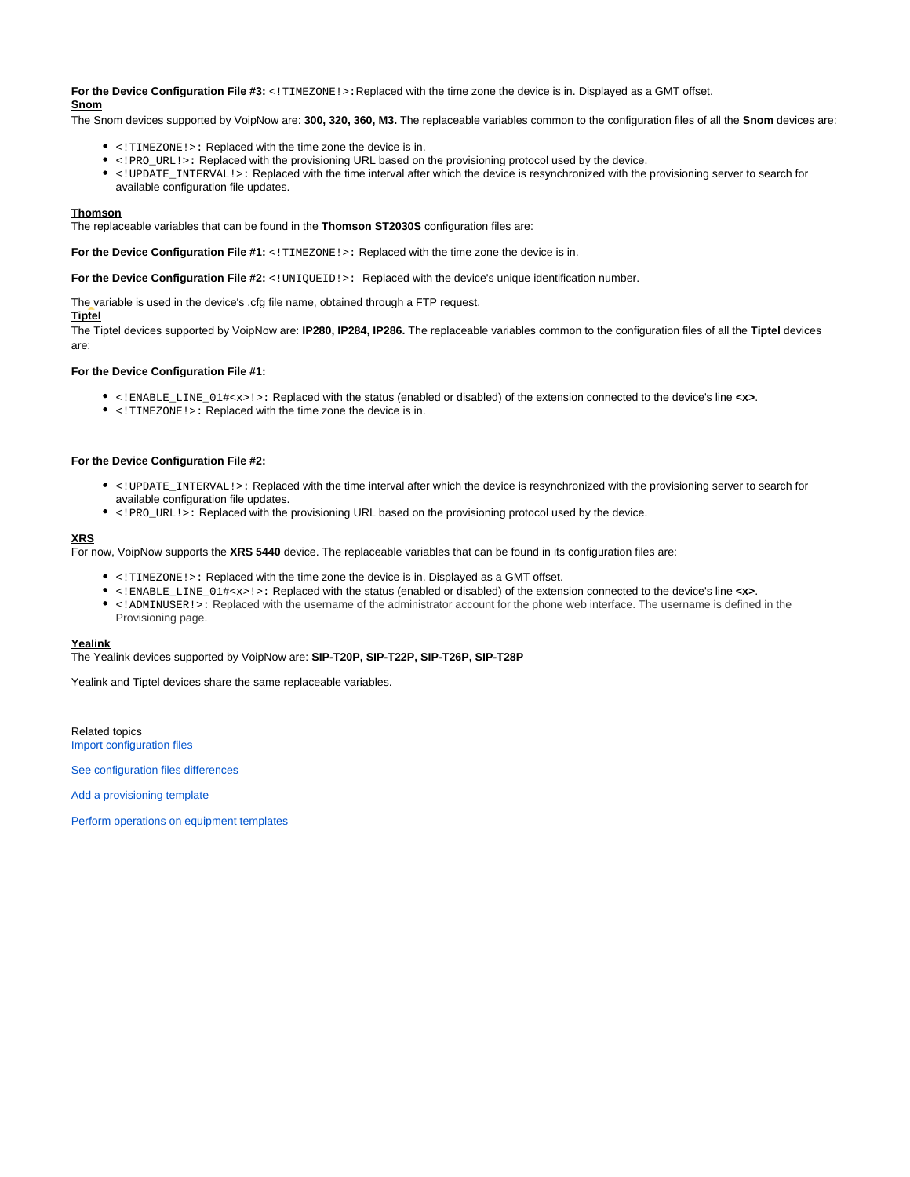**For the Device Configuration File #3:** `<!TIMEZONE!>:`Replaced with the time zone the device is in. Displayed as a GMT offset.

**Snom**

The Snom devices supported by VoipNow are: **300, 320, 360, M3.** The replaceable variables common to the configuration files of all the **Snom** devices are:

- `<!TIMEZONE!>:` Replaced with the time zone the device is in.
- `<!PRO_URL!>:` Replaced with the provisioning URL based on the provisioning protocol used by the device.
- `<!UPDATE_INTERVAL!>:` Replaced with the time interval after which the device is resynchronized with the provisioning server to search for available configuration file updates.

**Thomson**

The replaceable variables that can be found in the **Thomson ST2030S** configuration files are:

**For the Device Configuration File #1:** `<!TIMEZONE!>:` Replaced with the time zone the device is in.

**For the Device Configuration File #2:** `<!UNIQUEID!>:` Replaced with the device's unique identification number.

The variable is used in the device's .cfg file name, obtained through a FTP request.

**Tiptel**

The Tiptel devices supported by VoipNow are: **IP280, IP284, IP286.** The replaceable variables common to the configuration files of all the **Tiptel** devices are:

**For the Device Configuration File #1:**

- `<!ENABLE_LINE_01#<x>!>:` Replaced with the status (enabled or disabled) of the extension connected to the device's line **<x>**.
- `<!TIMEZONE!>:` Replaced with the time zone the device is in.

**For the Device Configuration File #2:**

- `<!UPDATE_INTERVAL!>:` Replaced with the time interval after which the device is resynchronized with the provisioning server to search for available configuration file updates.
- `<!PRO_URL!>:` Replaced with the provisioning URL based on the provisioning protocol used by the device.

**XRS**

For now, VoipNow supports the **XRS 5440** device. The replaceable variables that can be found in its configuration files are:

- `<!TIMEZONE!>:` Replaced with the time zone the device is in. Displayed as a GMT offset.
- `<!ENABLE_LINE_01#<x>!>:` Replaced with the status (enabled or disabled) of the extension connected to the device's line **<x>**.
- `<!ADMINUSER!>:` Replaced with the username of the administrator account for the phone web interface. The username is defined in the Provisioning page.

**Yealink**

The Yealink devices supported by VoipNow are: **SIP-T20P, SIP-T22P, SIP-T26P, SIP-T28P**

Yealink and Tiptel devices share the same replaceable variables.

Related topics

Import configuration files

See configuration files differences

Add a provisioning template

Perform operations on equipment templates